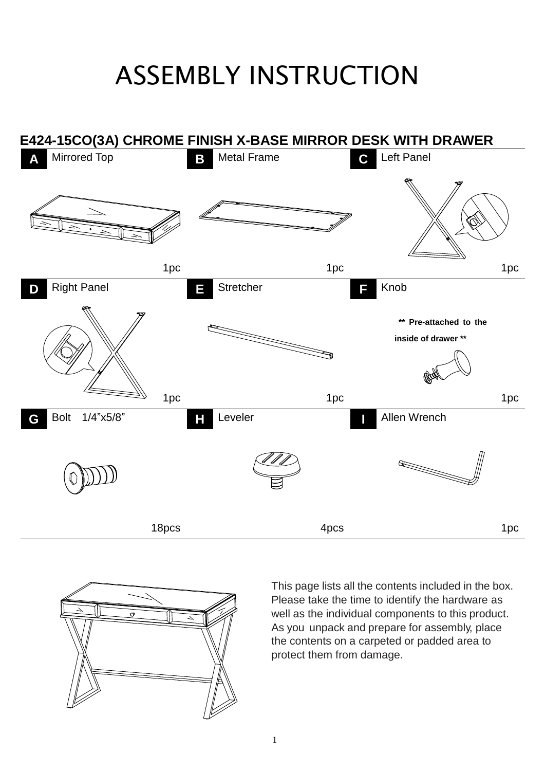# ASSEMBLY INSTRUCTION

## E424-15CO(3A) CHROME FINISH X-BASE MIRROR DESK WITH DRAWER

| Part | Name | Qty |
| --- | --- | --- |
| A | Mirrored Top | 1pc |
| B | Metal Frame | 1pc |
| C | Left Panel | 1pc |
| D | Right Panel | 1pc |
| E | Stretcher | 1pc |
| F | Knob (** Pre-attached to the inside of drawer **) | 1pc |
| G | Bolt 1/4"x5/8" | 18pcs |
| H | Leveler | 4pcs |
| I | Allen Wrench | 1pc |

This page lists all the contents included in the box. Please take the time to identify the hardware as well as the individual components to this product. As you unpack and prepare for assembly, place the contents on a carpeted or padded area to protect them from damage.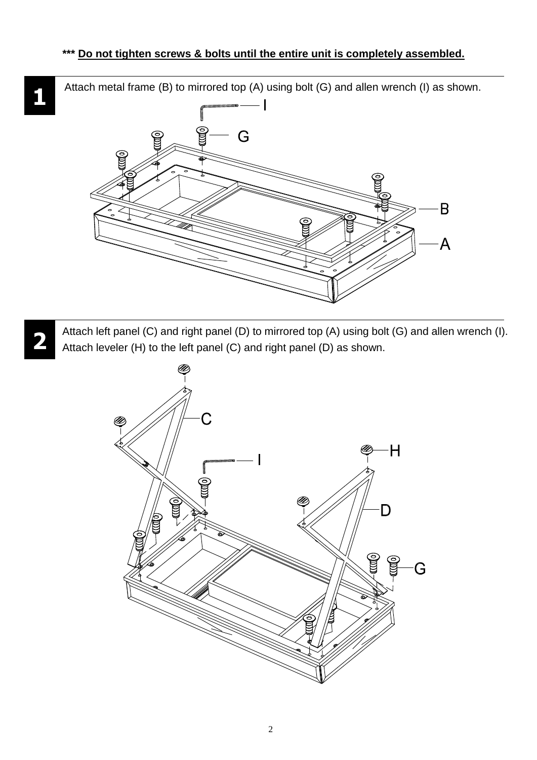**\*\*\* Do not tighten screws & bolts until the entire unit is completely assembled.**

**1**

Attach metal frame (B) to mirrored top (A) using bolt (G) and allen wrench (I) as shown.

**2**

Attach left panel (C) and right panel (D) to mirrored top (A) using bolt (G) and allen wrench (I).
Attach leveler (H) to the left panel (C) and right panel (D) as shown.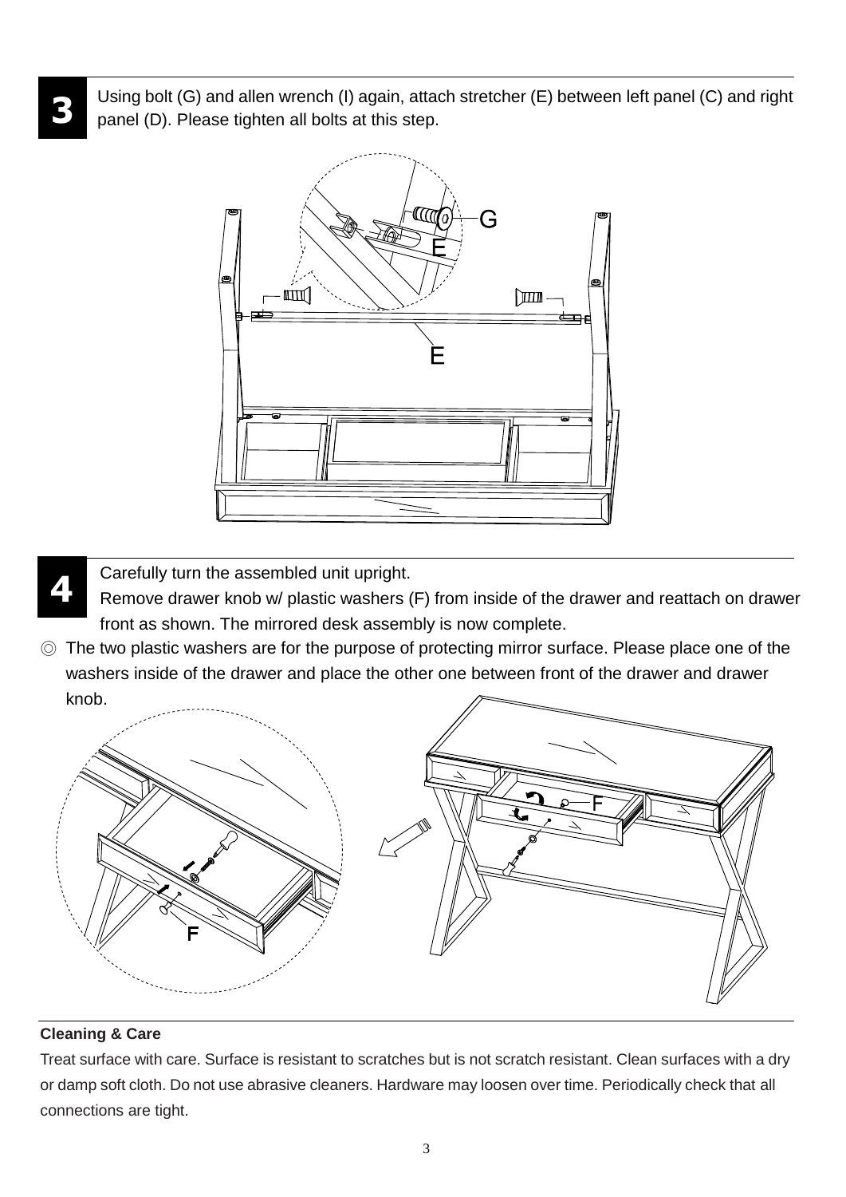**3** Using bolt (G) and allen wrench (I) again, attach stretcher (E) between left panel (C) and right panel (D). Please tighten all bolts at this step.

G

E

E

**4** Carefully turn the assembled unit upright.
Remove drawer knob w/ plastic washers (F) from inside of the drawer and reattach on drawer front as shown. The mirrored desk assembly is now complete.

◎ The two plastic washers are for the purpose of protecting mirror surface. Please place one of the washers inside of the drawer and place the other one between front of the drawer and drawer knob.

F

F

**Cleaning & Care**

Treat surface with care. Surface is resistant to scratches but is not scratch resistant. Clean surfaces with a dry or damp soft cloth. Do not use abrasive cleaners. Hardware may loosen over time. Periodically check that all connections are tight.